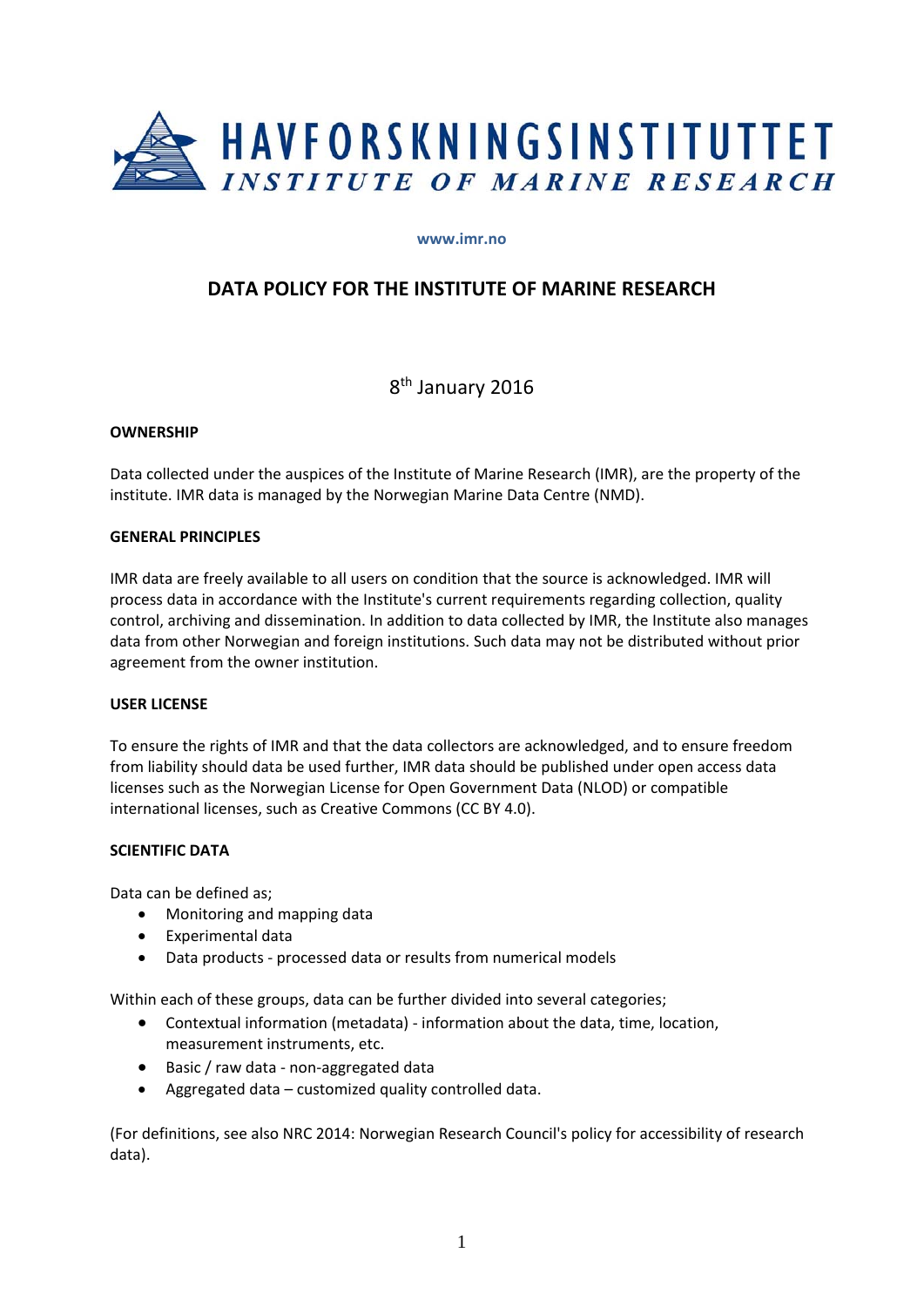HAVFORSKNINGSINSTITUTTET

INSTITUTE OF MARINE RESEARCH

www.imr.no

# DATA POLICY FOR THE INSTITUTE OF MARINE RESEARCH

8th January 2016

## OWNERSHIP

Data collected under the auspices of the Institute of Marine Research (IMR), are the property of the institute. IMR data is managed by the Norwegian Marine Data Centre (NMD).

## GENERAL PRINCIPLES

IMR data are freely available to all users on condition that the source is acknowledged. IMR will process data in accordance with the Institute's current requirements regarding collection, quality control, archiving and dissemination. In addition to data collected by IMR, the Institute also manages data from other Norwegian and foreign institutions. Such data may not be distributed without prior agreement from the owner institution.

## USER LICENSE

To ensure the rights of IMR and that the data collectors are acknowledged, and to ensure freedom from liability should data be used further, IMR data should be published under open access data licenses such as the Norwegian License for Open Government Data (NLOD) or compatible international licenses, such as Creative Commons (CC BY 4.0).

## SCIENTIFIC DATA

Data can be defined as;

- Monitoring and mapping data
- Experimental data
- Data products - processed data or results from numerical models

Within each of these groups, data can be further divided into several categories;

- Contextual information (metadata) - information about the data, time, location, measurement instruments, etc.
- Basic / raw data - non-aggregated data
- Aggregated data – customized quality controlled data.

(For definitions, see also NRC 2014: Norwegian Research Council's policy for accessibility of research data).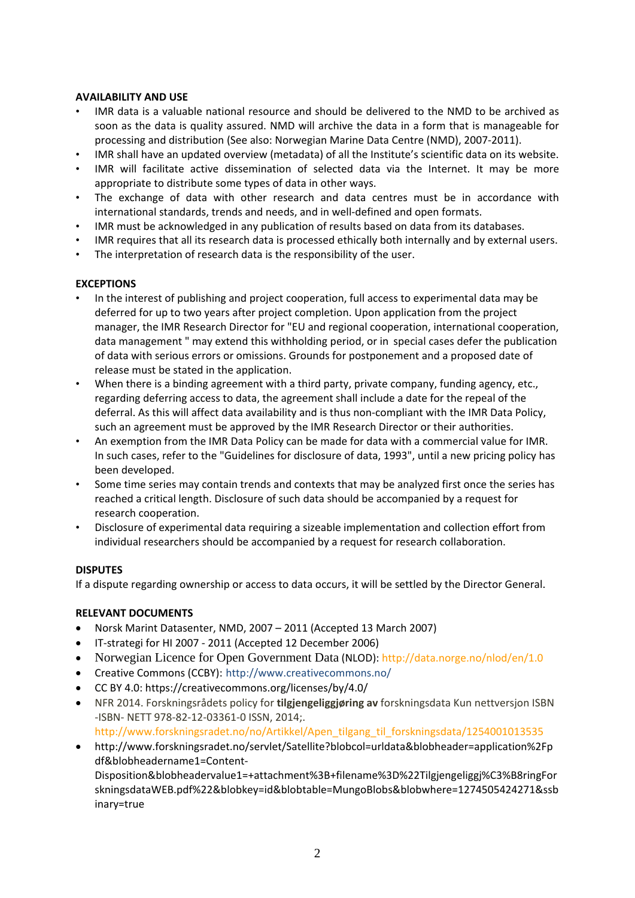**AVAILABILITY AND USE**

- IMR data is a valuable national resource and should be delivered to the NMD to be archived as soon as the data is quality assured. NMD will archive the data in a form that is manageable for processing and distribution (See also: Norwegian Marine Data Centre (NMD), 2007-2011).
- IMR shall have an updated overview (metadata) of all the Institute's scientific data on its website.
- IMR will facilitate active dissemination of selected data via the Internet. It may be more appropriate to distribute some types of data in other ways.
- The exchange of data with other research and data centres must be in accordance with international standards, trends and needs, and in well-defined and open formats.
- IMR must be acknowledged in any publication of results based on data from its databases.
- IMR requires that all its research data is processed ethically both internally and by external users.
- The interpretation of research data is the responsibility of the user.

**EXCEPTIONS**

- In the interest of publishing and project cooperation, full access to experimental data may be deferred for up to two years after project completion. Upon application from the project manager, the IMR Research Director for "EU and regional cooperation, international cooperation, data management " may extend this withholding period, or in special cases defer the publication of data with serious errors or omissions. Grounds for postponement and a proposed date of release must be stated in the application.
- When there is a binding agreement with a third party, private company, funding agency, etc., regarding deferring access to data, the agreement shall include a date for the repeal of the deferral. As this will affect data availability and is thus non-compliant with the IMR Data Policy, such an agreement must be approved by the IMR Research Director or their authorities.
- An exemption from the IMR Data Policy can be made for data with a commercial value for IMR. In such cases, refer to the "Guidelines for disclosure of data, 1993", until a new pricing policy has been developed.
- Some time series may contain trends and contexts that may be analyzed first once the series has reached a critical length. Disclosure of such data should be accompanied by a request for research cooperation.
- Disclosure of experimental data requiring a sizeable implementation and collection effort from individual researchers should be accompanied by a request for research collaboration.

**DISPUTES**

If a dispute regarding ownership or access to data occurs, it will be settled by the Director General.

**RELEVANT DOCUMENTS**

- Norsk Marint Datasenter, NMD, 2007 – 2011 (Accepted 13 March 2007)
- IT-strategi for HI 2007 - 2011 (Accepted 12 December 2006)
- Norwegian Licence for Open Government Data (NLOD): http://data.norge.no/nlod/en/1.0
- Creative Commons (CCBY): http://www.creativecommons.no/
- CC BY 4.0: https://creativecommons.org/licenses/by/4.0/
- NFR 2014. Forskningsrådets policy for **tilgjengeliggjøring av** forskningsdata Kun nettversjon ISBN -ISBN- NETT 978-82-12-03361-0 ISSN, 2014;. http://www.forskningsradet.no/no/Artikkel/Apen_tilgang_til_forskningsdata/1254001013535
- http://www.forskningsradet.no/servlet/Satellite?blobcol=urldata&blobheader=application%2Fpdf&blobheadername1=Content-Disposition&blobheadervalue1=+attachment%3B+filename%3D%22Tilgjengeliggj%C3%B8ringForskningsdataWEB.pdf%22&blobkey=id&blobtable=MungoBlobs&blobwhere=1274505424271&ssbinary=true